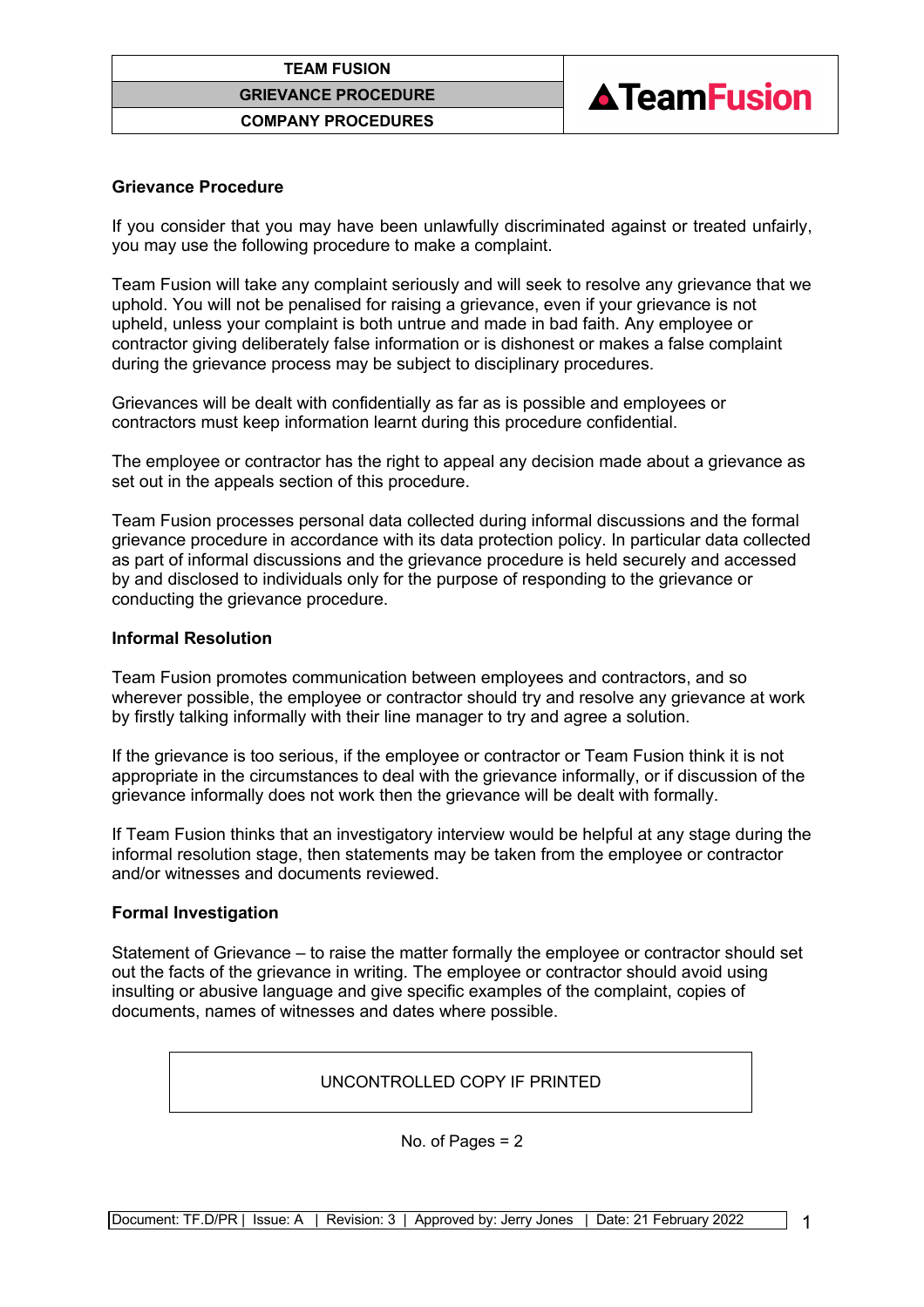## Grievance Procedure

If you consider that you may have been unlawfully discriminated against or treated unfairly, you may use the following procedure to make a complaint.

Team Fusion will take any complaint seriously and will seek to resolve any grievance that we uphold. You will not be penalised for raising a grievance, even if your grievance is not upheld, unless your complaint is both untrue and made in bad faith. Any employee or contractor giving deliberately false information or is dishonest or makes a false complaint during the grievance process may be subject to disciplinary procedures.

Grievances will be dealt with confidentially as far as is possible and employees or contractors must keep information learnt during this procedure confidential.

The employee or contractor has the right to appeal any decision made about a grievance as set out in the appeals section of this procedure.

Team Fusion processes personal data collected during informal discussions and the formal grievance procedure in accordance with its data protection policy. In particular data collected as part of informal discussions and the grievance procedure is held securely and accessed by and disclosed to individuals only for the purpose of responding to the grievance or conducting the grievance procedure.

## Informal Resolution

Team Fusion promotes communication between employees and contractors, and so wherever possible, the employee or contractor should try and resolve any grievance at work by firstly talking informally with their line manager to try and agree a solution.

If the grievance is too serious, if the employee or contractor or Team Fusion think it is not appropriate in the circumstances to deal with the grievance informally, or if discussion of the grievance informally does not work then the grievance will be dealt with formally.

If Team Fusion thinks that an investigatory interview would be helpful at any stage during the informal resolution stage, then statements may be taken from the employee or contractor and/or witnesses and documents reviewed.

## Formal Investigation

Statement of Grievance – to raise the matter formally the employee or contractor should set out the facts of the grievance in writing. The employee or contractor should avoid using insulting or abusive language and give specific examples of the complaint, copies of documents, names of witnesses and dates where possible.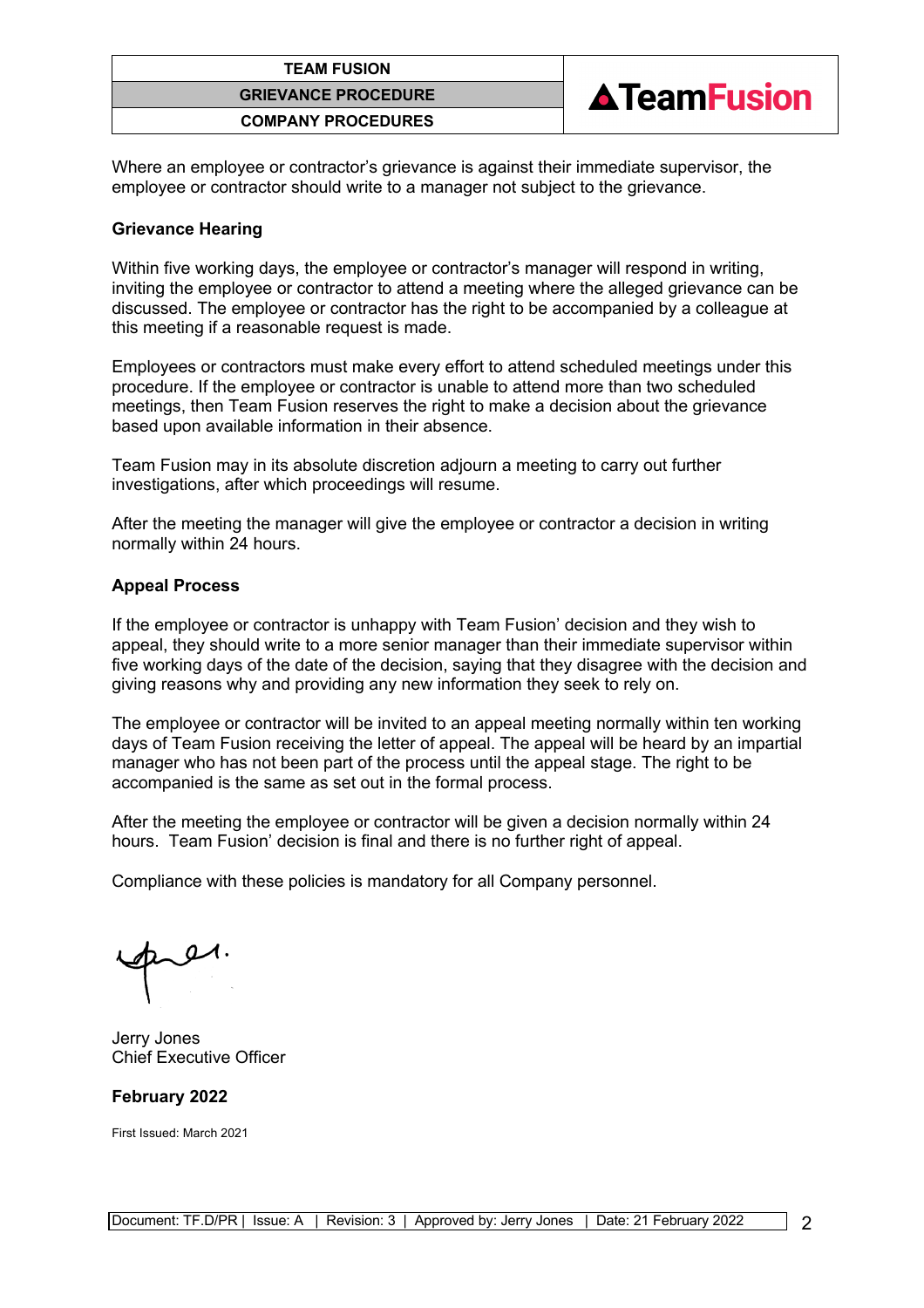Where an employee or contractor's grievance is against their immediate supervisor, the employee or contractor should write to a manager not subject to the grievance.

**Grievance Hearing**

Within five working days, the employee or contractor's manager will respond in writing, inviting the employee or contractor to attend a meeting where the alleged grievance can be discussed. The employee or contractor has the right to be accompanied by a colleague at this meeting if a reasonable request is made.

Employees or contractors must make every effort to attend scheduled meetings under this procedure. If the employee or contractor is unable to attend more than two scheduled meetings, then Team Fusion reserves the right to make a decision about the grievance based upon available information in their absence.

Team Fusion may in its absolute discretion adjourn a meeting to carry out further investigations, after which proceedings will resume.

After the meeting the manager will give the employee or contractor a decision in writing normally within 24 hours.

**Appeal Process**

If the employee or contractor is unhappy with Team Fusion' decision and they wish to appeal, they should write to a more senior manager than their immediate supervisor within five working days of the date of the decision, saying that they disagree with the decision and giving reasons why and providing any new information they seek to rely on.

The employee or contractor will be invited to an appeal meeting normally within ten working days of Team Fusion receiving the letter of appeal. The appeal will be heard by an impartial manager who has not been part of the process until the appeal stage. The right to be accompanied is the same as set out in the formal process.

After the meeting the employee or contractor will be given a decision normally within 24 hours. Team Fusion' decision is final and there is no further right of appeal.

Compliance with these policies is mandatory for all Company personnel.

Jerry Jones
Chief Executive Officer

**February 2022**

First Issued: March 2021